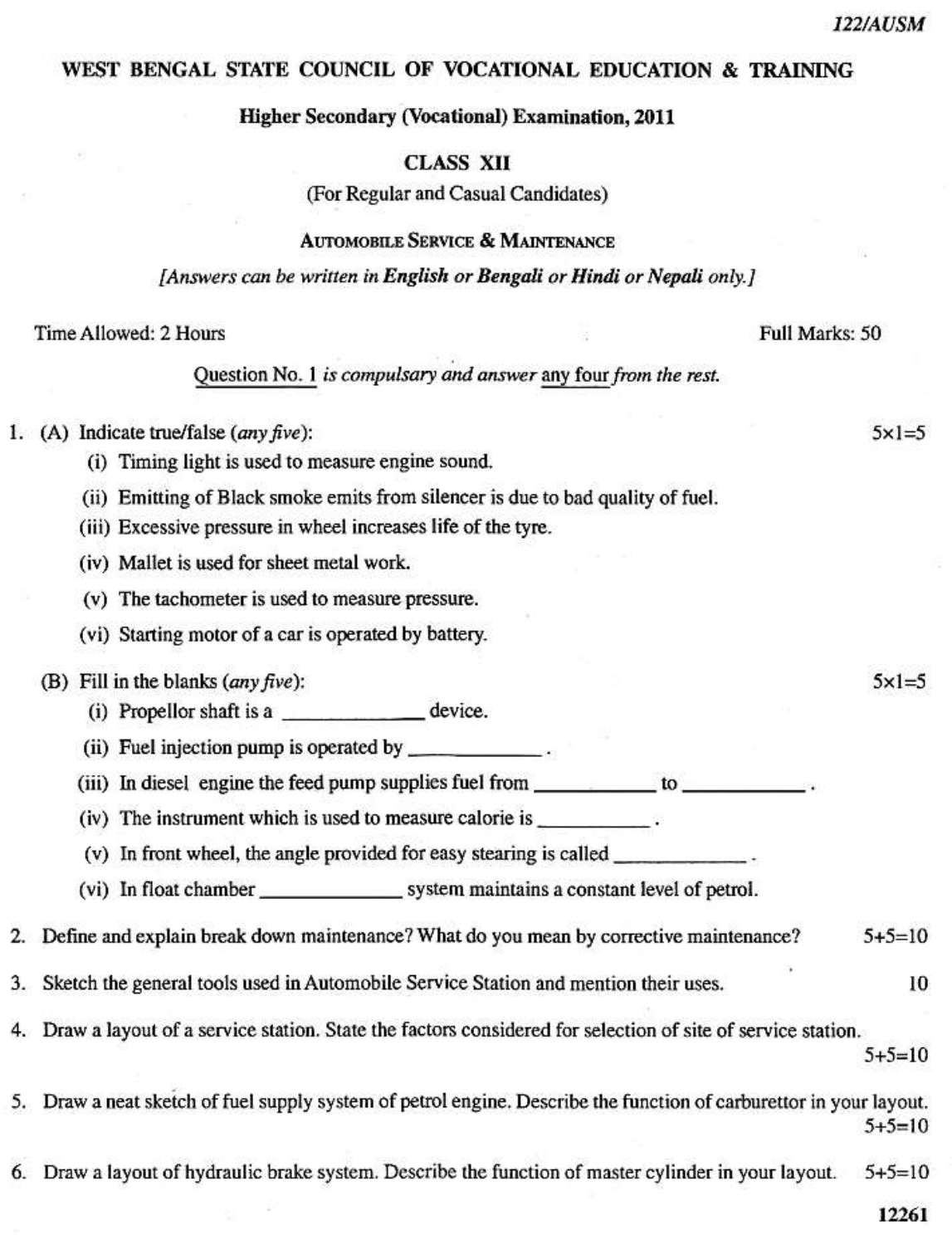122/AUSM

# WEST BENGAL STATE COUNCIL OF VOCATIONAL EDUCATION & TRAINING

## Higher Secondary (Vocational) Examination, 2011

### CLASS XII

(For Regular and Casual Candidates)

AUTOMOBILE SERVICE & MAINTENANCE

*[Answers can be written in **English** or **Bengali** or **Hindi** or **Nepali** only.]*

Time Allowed: 2 Hours | Full Marks: 50

Question No. 1 *is compulsary and answer* any four *from the rest.*

1. (A) Indicate true/false (*any five*): 5×1=5

   (i) Timing light is used to measure engine sound.

   (ii) Emitting of Black smoke emits from silencer is due to bad quality of fuel.

   (iii) Excessive pressure in wheel increases life of the tyre.

   (iv) Mallet is used for sheet metal work.

   (v) The tachometer is used to measure pressure.

   (vi) Starting motor of a car is operated by battery.

   (B) Fill in the blanks (*any five*): 5×1=5

   (i) Propellor shaft is a ____________ device.

   (ii) Fuel injection pump is operated by ____________.

   (iii) In diesel engine the feed pump supplies fuel from ____________ to ____________.

   (iv) The instrument which is used to measure calorie is ____________.

   (v) In front wheel, the angle provided for easy stearing is called ____________.

   (vi) In float chamber ____________ system maintains a constant level of petrol.

2. Define and explain break down maintenance? What do you mean by corrective maintenance? 5+5=10

3. Sketch the general tools used in Automobile Service Station and mention their uses. 10

4. Draw a layout of a service station. State the factors considered for selection of site of service station. 5+5=10

5. Draw a neat sketch of fuel supply system of petrol engine. Describe the function of carburettor in your layout. 5+5=10

6. Draw a layout of hydraulic brake system. Describe the function of master cylinder in your layout. 5+5=10

12261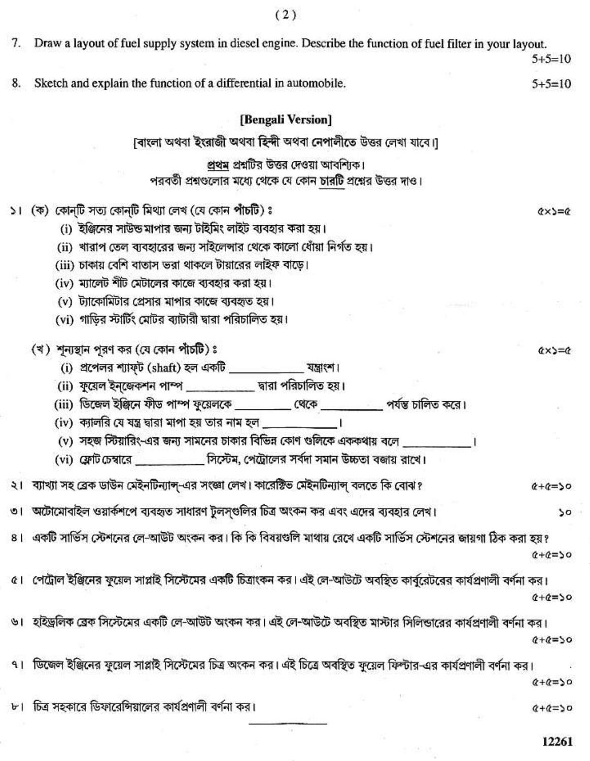7. Draw a layout of fuel supply system in diesel engine. Describe the function of fuel filter in your layout. 5+5=10

8. Sketch and explain the function of a differential in automobile. 5+5=10

## [Bengali Version]

[বাংলা অথবা ইংরাজী অথবা হিন্দী অথবা নেপালীতে উত্তর লেখা যাবে।]

প্রথম প্রশ্নটির উত্তর দেওয়া আবশ্যিক।
পরবর্তী প্রশ্নগুলোর মধ্যে থেকে যে কোন চারটি প্রশ্নের উত্তর দাও।

১। (ক) কোন্‌টি সত্য কোন্‌টি মিথ্যা লেখ (যে কোন পাঁচটি) ঃ ৫×১=৫

(i) ইঞ্জিনের সাউন্ড মাপার জন্য টাইমিং লাইট ব্যবহার করা হয়।

(ii) খারাপ তেল ব্যবহারের জন্য সাইলেন্সার থেকে কালো ধোঁয়া নির্গত হয়।

(iii) চাকায় বেশি বাতাস ভরা থাকলে টায়ারের লাইফ বাড়ে।

(iv) ম্যালেট শীট মেটালের কাজে ব্যবহার করা হয়।

(v) ট্যাকোমিটার প্রেসার মাপার কাজে ব্যবহৃত হয়।

(vi) গাড়ির স্টার্টিং মোটর ব্যাটারী দ্বারা পরিচালিত হয়।

(খ) শূন্যস্থান পূরণ কর (যে কোন পাঁচটি) ঃ ৫×১=৫

(i) প্রপেলর শ্যাফ্‌ট (shaft) হল একটি ____________ যন্ত্রাংশ।

(ii) ফুয়েল ইন্‌জেকশন পাম্প ___________ দ্বারা পরিচালিত হয়।

(iii) ডিজেল ইঞ্জিনে ফীড পাম্প ফুয়েলকে _________ থেকে __________ পর্যন্ত চালিত করে।

(iv) ক্যালরি যে যন্ত্র দ্বারা মাপা হয় তার নাম হল ____________।

(v) সহজ স্টিয়ারিং-এর জন্য সামনের চাকার বিভিন্ন কোণ গুলিকে এককথায় বলে ____________।

(vi) ফ্লোট চেম্বারে ____________ সিস্টেম, পেট্রোলের সর্বদা সমান উচ্চতা বজায় রাখে।

২। ব্যাখ্যা সহ ব্রেক ডাউন মেইনটিন্যান্স্‌-এর সংজ্ঞা লেখ। কারেক্টিভ মেইনটিন্যান্স্‌ বলতে কি বোঝ? ৫+৫=১০

৩। অটোমোবাইল ওয়ার্কশপে ব্যবহৃত সাধারণ টুলস্‌গুলির চিত্র অংকন কর এবং এদের ব্যবহার লেখ। ১০

৪। একটি সার্ভিস স্টেশনের লে-আউট অংকন কর। কি কি বিষয়গুলি মাথায় রেখে একটি সার্ভিস স্টেশনের জায়গা ঠিক করা হয়? ৫+৫=১০

৫। পেট্রোল ইঞ্জিনের ফুয়েল সাপ্লাই সিস্টেমের একটি চিত্রাংকন কর। এই লে-আউটে অবস্থিত কার্বুরেটরের কার্যপ্রণালী বর্ণনা কর। ৫+৫=১০

৬। হাইড্রলিক ব্রেক সিস্টেমের একটি লে-আউট অংকন কর। এই লে-আউটে অবস্থিত মাস্টার সিলিন্ডারের কার্যপ্রণালী বর্ণনা কর। ৫+৫=১০

৭। ডিজেল ইঞ্জিনের ফুয়েল সাপ্লাই সিস্টেমের চিত্র অংকন কর। এই চিত্রে অবস্থিত ফুয়েল ফিল্টার-এর কার্যপ্রণালী বর্ণনা কর। ৫+৫=১০

৮। চিত্র সহকারে ডিফারেন্সিয়ালের কার্যপ্রণালী বর্ণনা কর। ৫+৫=১০

12261